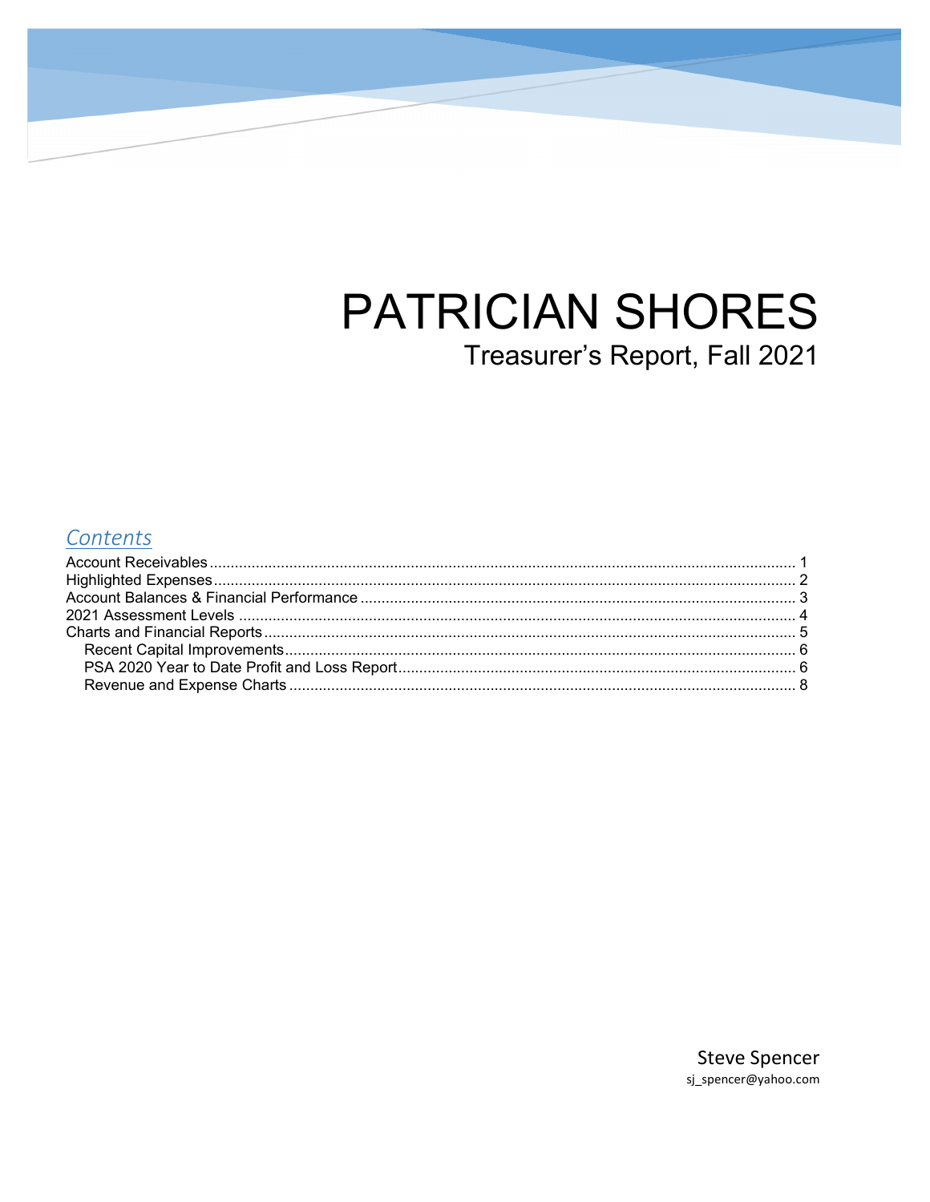# PATRICIAN SHORES

## Treasurer's Report, Fall 2021

## *Contents*

Account Receivables .......... 1
Highlighted Expenses .......... 2
Account Balances & Financial Performance .......... 3
2021 Assessment Levels .......... 4
Charts and Financial Reports .......... 5
  Recent Capital Improvements .......... 6
  PSA 2020 Year to Date Profit and Loss Report .......... 6
  Revenue and Expense Charts .......... 8

Steve Spencer
sj_spencer@yahoo.com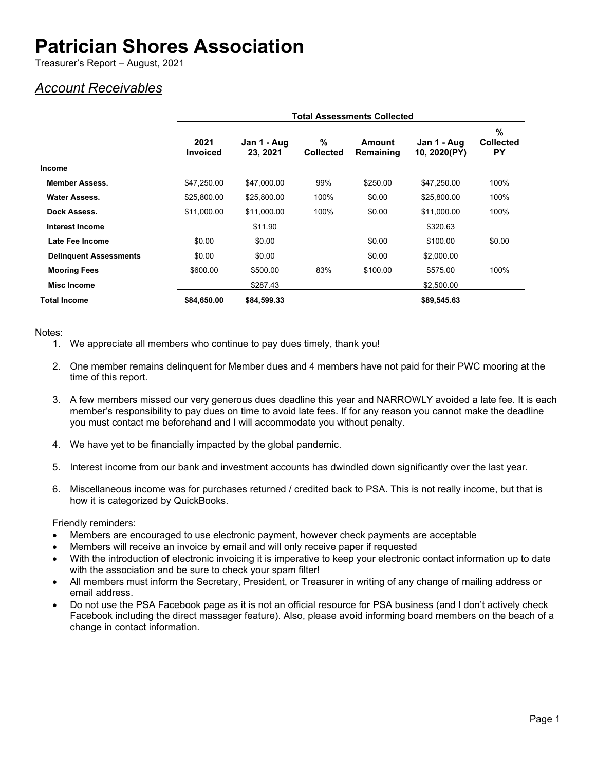# Patrician Shores Association

Treasurer's Report – August, 2021

## *Account Receivables*

| | Total Assessments Collected | | | | | |
|---|---|---|---|---|---|---|
| | **2021 Invoiced** | **Jan 1 - Aug 23, 2021** | **% Collected** | **Amount Remaining** | **Jan 1 - Aug 10, 2020(PY)** | **% Collected PY** |
| **Income** | | | | | | |
| **Member Assess.** | $47,250.00 | $47,000.00 | 99% | $250.00 | $47,250.00 | 100% |
| **Water Assess.** | $25,800.00 | $25,800.00 | 100% | $0.00 | $25,800.00 | 100% |
| **Dock Assess.** | $11,000.00 | $11,000.00 | 100% | $0.00 | $11,000.00 | 100% |
| **Interest Income** | | $11.90 | | | $320.63 | |
| **Late Fee Income** | $0.00 | $0.00 | | $0.00 | $100.00 | $0.00 |
| **Delinquent Assessments** | $0.00 | $0.00 | | $0.00 | $2,000.00 | |
| **Mooring Fees** | $600.00 | $500.00 | 83% | $100.00 | $575.00 | 100% |
| **Misc Income** | | $287.43 | | | $2,500.00 | |
| **Total Income** | **$84,650.00** | **$84,599.33** | | | **$89,545.63** | |

Notes:

1. We appreciate all members who continue to pay dues timely, thank you!
2. One member remains delinquent for Member dues and 4 members have not paid for their PWC mooring at the time of this report.
3. A few members missed our very generous dues deadline this year and NARROWLY avoided a late fee. It is each member's responsibility to pay dues on time to avoid late fees. If for any reason you cannot make the deadline you must contact me beforehand and I will accommodate you without penalty.
4. We have yet to be financially impacted by the global pandemic.
5. Interest income from our bank and investment accounts has dwindled down significantly over the last year.
6. Miscellaneous income was for purchases returned / credited back to PSA. This is not really income, but that is how it is categorized by QuickBooks.

Friendly reminders:

- Members are encouraged to use electronic payment, however check payments are acceptable
- Members will receive an invoice by email and will only receive paper if requested
- With the introduction of electronic invoicing it is imperative to keep your electronic contact information up to date with the association and be sure to check your spam filter!
- All members must inform the Secretary, President, or Treasurer in writing of any change of mailing address or email address.
- Do not use the PSA Facebook page as it is not an official resource for PSA business (and I don't actively check Facebook including the direct massager feature). Also, please avoid informing board members on the beach of a change in contact information.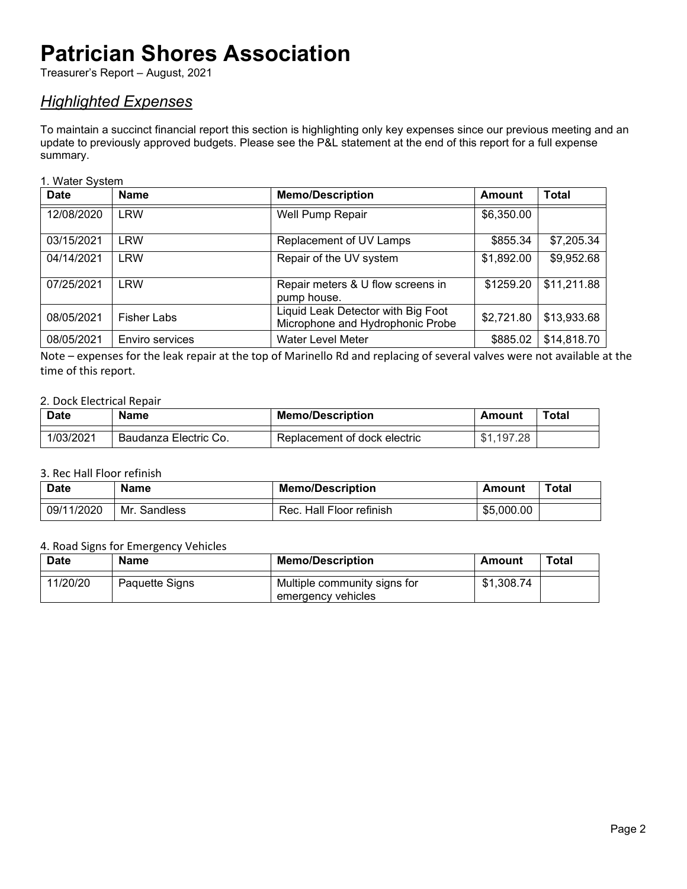# Patrician Shores Association

Treasurer's Report – August, 2021

## *Highlighted Expenses*

To maintain a succinct financial report this section is highlighting only key expenses since our previous meeting and an update to previously approved budgets. Please see the P&L statement at the end of this report for a full expense summary.

1. Water System

| Date | Name | Memo/Description | Amount | Total |
|---|---|---|---|---|
| 12/08/2020 | LRW | Well Pump Repair | $6,350.00 | |
| 03/15/2021 | LRW | Replacement of UV Lamps | $855.34 | $7,205.34 |
| 04/14/2021 | LRW | Repair of the UV system | $1,892.00 | $9,952.68 |
| 07/25/2021 | LRW | Repair meters & U flow screens in pump house. | $1259.20 | $11,211.88 |
| 08/05/2021 | Fisher Labs | Liquid Leak Detector with Big Foot Microphone and Hydrophonic Probe | $2,721.80 | $13,933.68 |
| 08/05/2021 | Enviro services | Water Level Meter | $885.02 | $14,818.70 |

Note – expenses for the leak repair at the top of Marinello Rd and replacing of several valves were not available at the time of this report.

2. Dock Electrical Repair

| Date | Name | Memo/Description | Amount | Total |
|---|---|---|---|---|
| 1/03/2021 | Baudanza Electric Co. | Replacement of dock electric | $1,197.28 | |

3. Rec Hall Floor refinish

| Date | Name | Memo/Description | Amount | Total |
|---|---|---|---|---|
| 09/11/2020 | Mr. Sandless | Rec. Hall Floor refinish | $5,000.00 | |

4. Road Signs for Emergency Vehicles

| Date | Name | Memo/Description | Amount | Total |
|---|---|---|---|---|
| 11/20/20 | Paquette Signs | Multiple community signs for emergency vehicles | $1,308.74 | |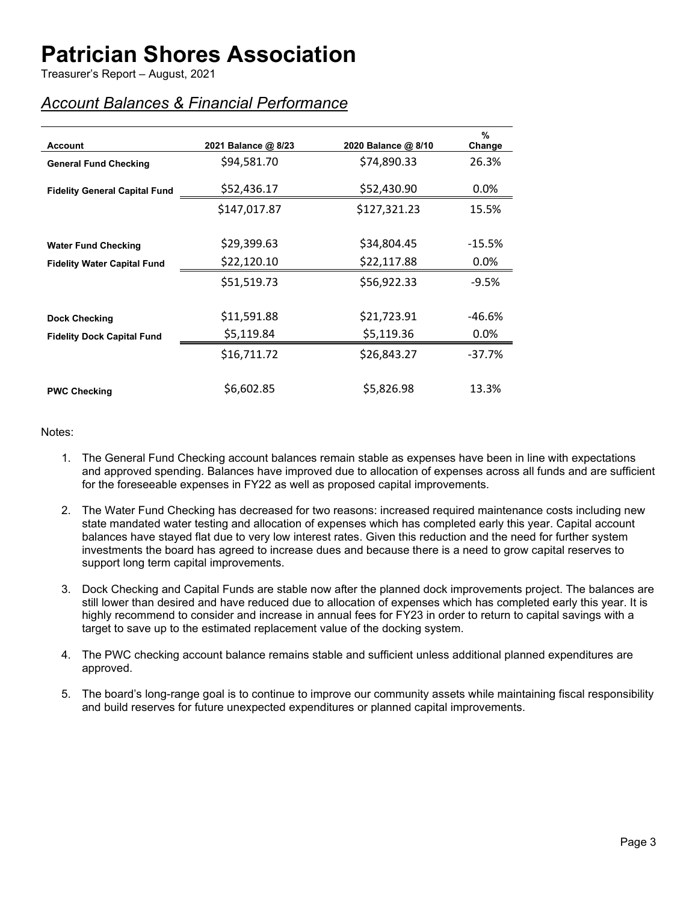# Patrician Shores Association

Treasurer's Report – August, 2021

## *Account Balances & Financial Performance*

| Account | 2021 Balance @ 8/23 | 2020 Balance @ 8/10 | % Change |
|---|---|---|---|
| **General Fund Checking** | \$94,581.70 | \$74,890.33 | 26.3% |
| **Fidelity General Capital Fund** | \$52,436.17 | \$52,430.90 | 0.0% |
| | \$147,017.87 | \$127,321.23 | 15.5% |
| **Water Fund Checking** | \$29,399.63 | \$34,804.45 | -15.5% |
| **Fidelity Water Capital Fund** | \$22,120.10 | \$22,117.88 | 0.0% |
| | \$51,519.73 | \$56,922.33 | -9.5% |
| **Dock Checking** | \$11,591.88 | \$21,723.91 | -46.6% |
| **Fidelity Dock Capital Fund** | \$5,119.84 | \$5,119.36 | 0.0% |
| | \$16,711.72 | \$26,843.27 | -37.7% |
| **PWC Checking** | \$6,602.85 | \$5,826.98 | 13.3% |

Notes:

1. The General Fund Checking account balances remain stable as expenses have been in line with expectations and approved spending. Balances have improved due to allocation of expenses across all funds and are sufficient for the foreseeable expenses in FY22 as well as proposed capital improvements.

2. The Water Fund Checking has decreased for two reasons: increased required maintenance costs including new state mandated water testing and allocation of expenses which has completed early this year. Capital account balances have stayed flat due to very low interest rates. Given this reduction and the need for further system investments the board has agreed to increase dues and because there is a need to grow capital reserves to support long term capital improvements.

3. Dock Checking and Capital Funds are stable now after the planned dock improvements project. The balances are still lower than desired and have reduced due to allocation of expenses which has completed early this year. It is highly recommend to consider and increase in annual fees for FY23 in order to return to capital savings with a target to save up to the estimated replacement value of the docking system.

4. The PWC checking account balance remains stable and sufficient unless additional planned expenditures are approved.

5. The board's long-range goal is to continue to improve our community assets while maintaining fiscal responsibility and build reserves for future unexpected expenditures or planned capital improvements.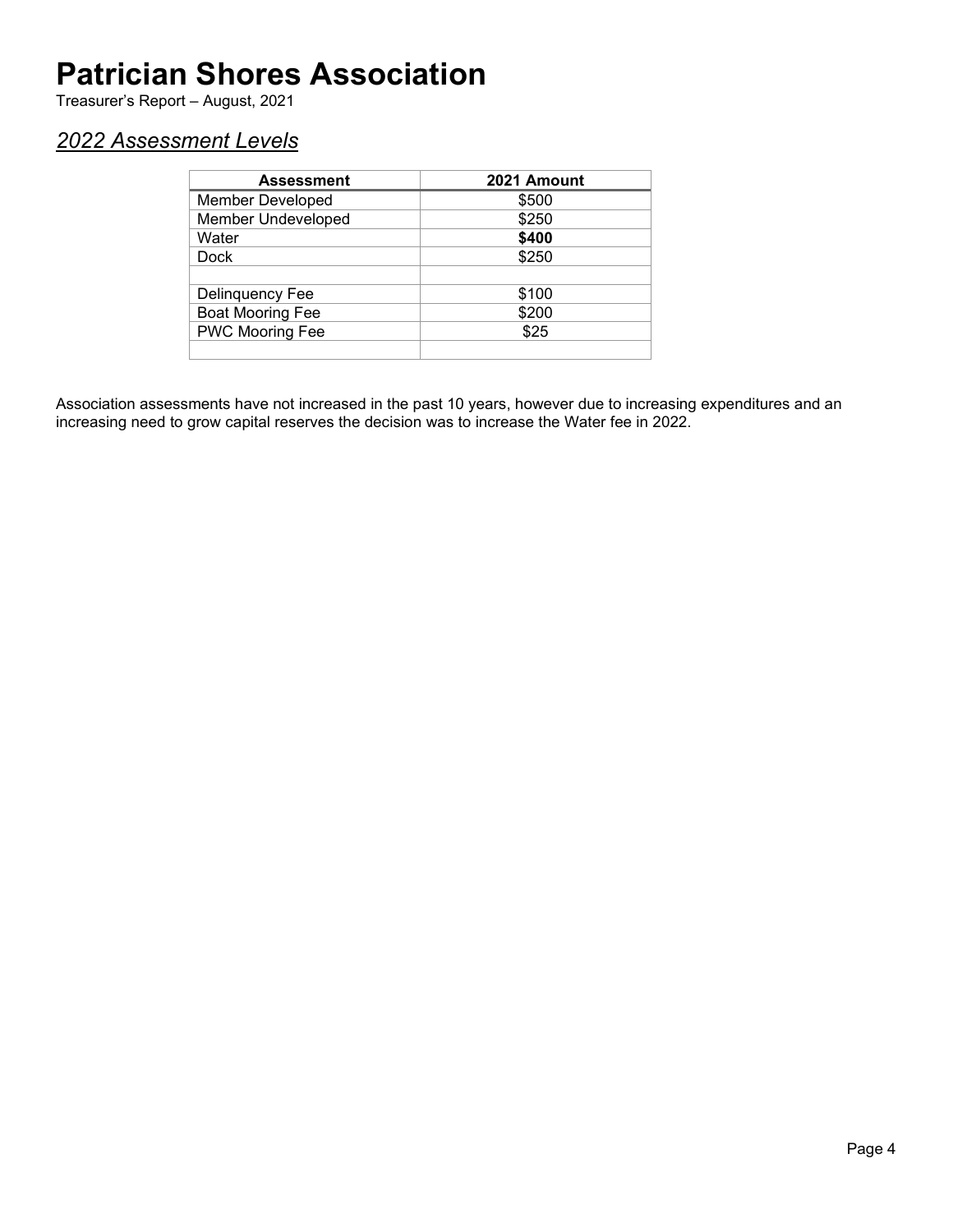# Patrician Shores Association

Treasurer's Report – August, 2021

## *2022 Assessment Levels*

| Assessment | 2021 Amount |
|---|---|
| Member Developed | $500 |
| Member Undeveloped | $250 |
| Water | **$400** |
| Dock | $250 |
| | |
| Delinquency Fee | $100 |
| Boat Mooring Fee | $200 |
| PWC Mooring Fee | $25 |
| | |

Association assessments have not increased in the past 10 years, however due to increasing expenditures and an increasing need to grow capital reserves the decision was to increase the Water fee in 2022.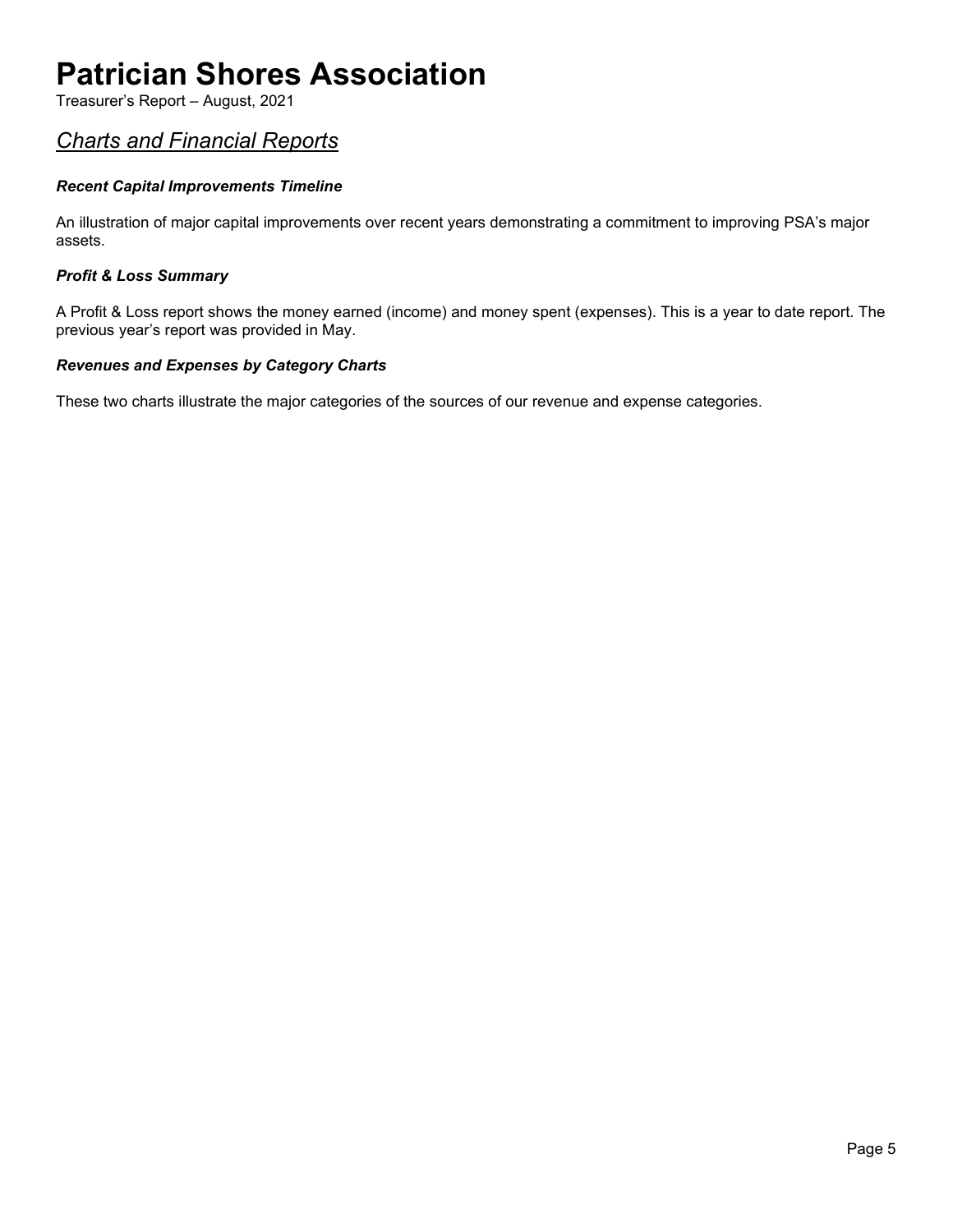# Patrician Shores Association

Treasurer's Report – August, 2021

## *Charts and Financial Reports*

### ***Recent Capital Improvements Timeline***

An illustration of major capital improvements over recent years demonstrating a commitment to improving PSA's major assets.

### ***Profit & Loss Summary***

A Profit & Loss report shows the money earned (income) and money spent (expenses). This is a year to date report. The previous year's report was provided in May.

### ***Revenues and Expenses by Category Charts***

These two charts illustrate the major categories of the sources of our revenue and expense categories.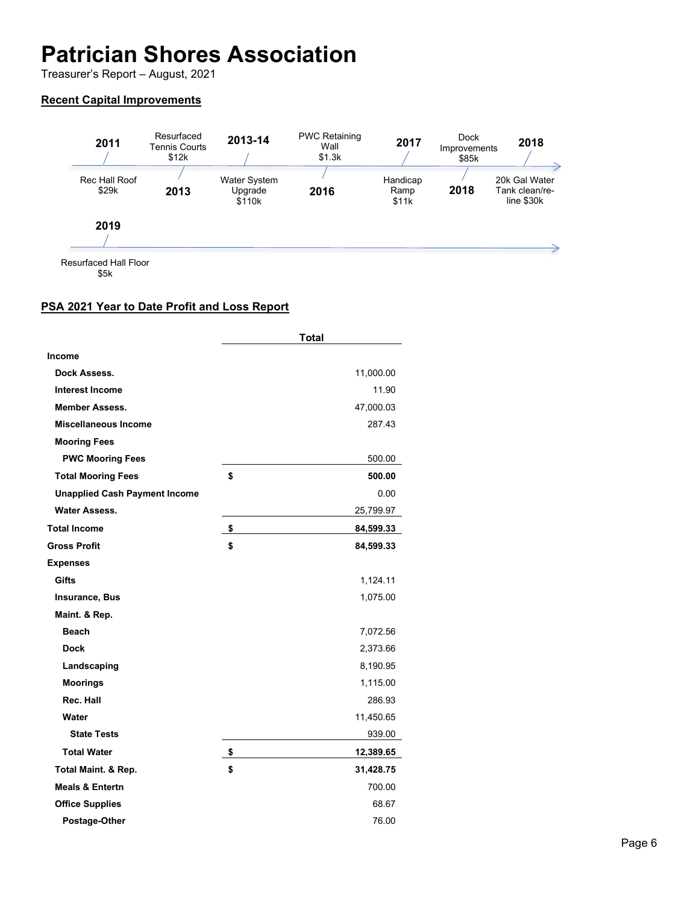# Patrician Shores Association

Treasurer's Report – August, 2021

## Recent Capital Improvements

- **2011** – Rec Hall Roof $29k
- **2013** – Resurfaced Tennis Courts $12k
- **2013-14** – Water System Upgrade $110k
- **2016** – PWC Retaining Wall $1.3k
- **2017** – Handicap Ramp $11k
- **2018** – Dock Improvements $85k
- **2018** – 20k Gal Water Tank clean/re-line $30k
- **2019** – Resurfaced Hall Floor $5k

## PSA 2021 Year to Date Profit and Loss Report

| | Total |
|---|---|
| **Income** | |
| **Dock Assess.** | 11,000.00 |
| **Interest Income** | 11.90 |
| **Member Assess.** | 47,000.03 |
| **Miscellaneous Income** | 287.43 |
| **Mooring Fees** | |
| **PWC Mooring Fees** | 500.00 |
| **Total Mooring Fees** | **$ 500.00** |
| **Unapplied Cash Payment Income** | 0.00 |
| **Water Assess.** | 25,799.97 |
| **Total Income** | **$ 84,599.33** |
| **Gross Profit** | **$ 84,599.33** |
| **Expenses** | |
| **Gifts** | 1,124.11 |
| **Insurance, Bus** | 1,075.00 |
| **Maint. & Rep.** | |
| **Beach** | 7,072.56 |
| **Dock** | 2,373.66 |
| **Landscaping** | 8,190.95 |
| **Moorings** | 1,115.00 |
| **Rec. Hall** | 286.93 |
| **Water** | 11,450.65 |
| **State Tests** | 939.00 |
| **Total Water** | **$ 12,389.65** |
| **Total Maint. & Rep.** | **$ 31,428.75** |
| **Meals & Entertn** | 700.00 |
| **Office Supplies** | 68.67 |
| **Postage-Other** | 76.00 |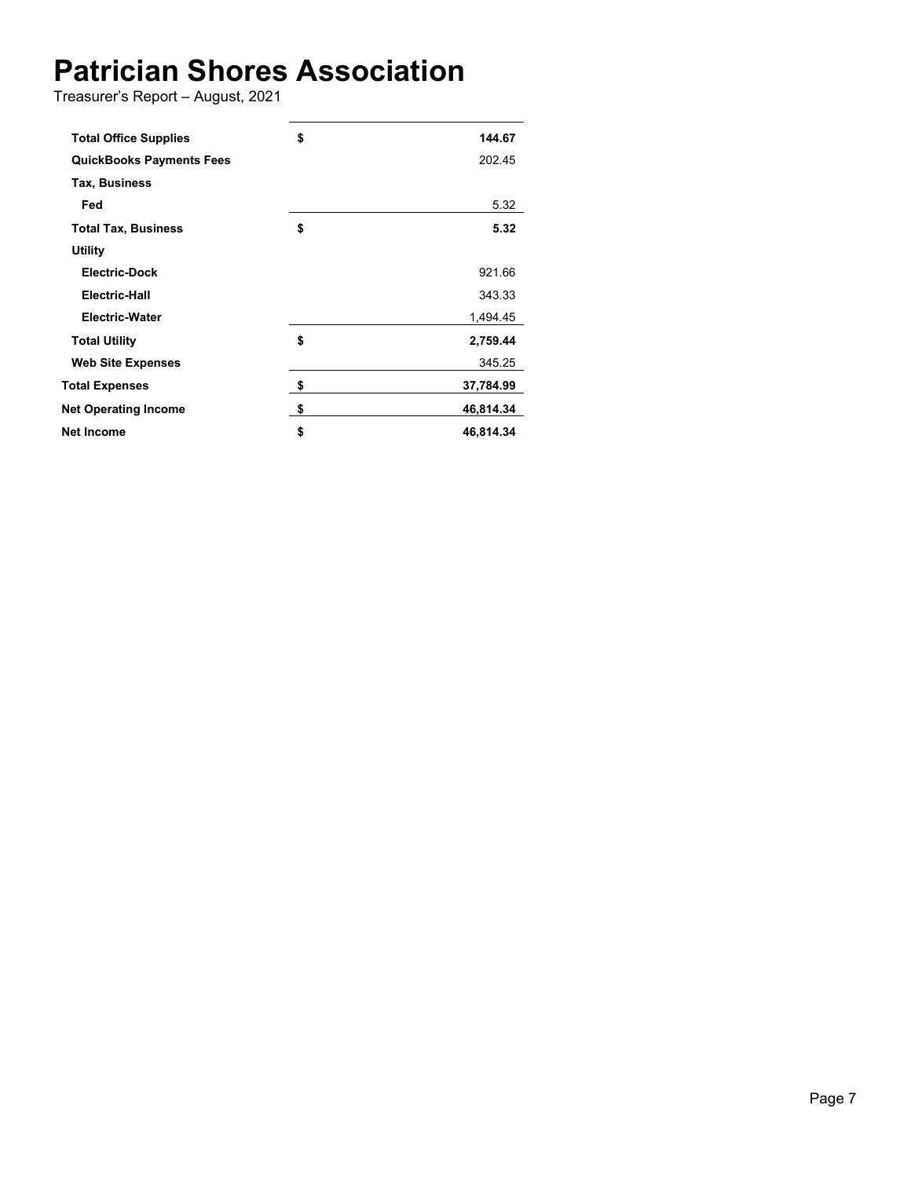# Patrician Shores Association

Treasurer's Report – August, 2021

| | | |
|---|---|---|
| **Total Office Supplies** | **$** | **144.67** |
| **QuickBooks Payments Fees** | | 202.45 |
| **Tax, Business** | | |
| **Fed** | | 5.32 |
| **Total Tax, Business** | **$** | **5.32** |
| **Utility** | | |
| **Electric-Dock** | | 921.66 |
| **Electric-Hall** | | 343.33 |
| **Electric-Water** | | 1,494.45 |
| **Total Utility** | **$** | **2,759.44** |
| **Web Site Expenses** | | 345.25 |
| **Total Expenses** | **$** | **37,784.99** |
| **Net Operating Income** | **$** | **46,814.34** |
| **Net Income** | **$** | **46,814.34** |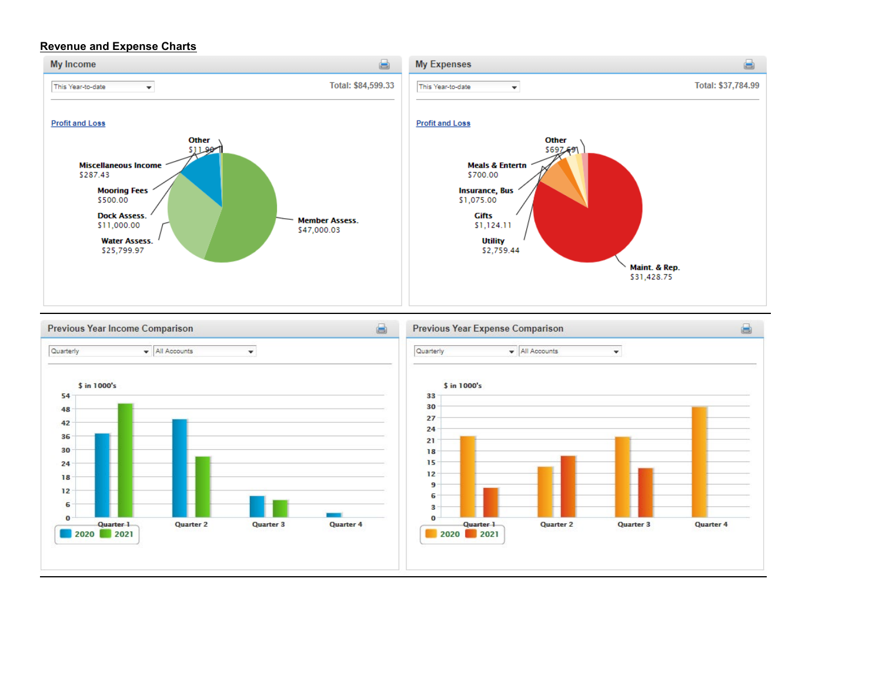## Revenue and Expense Charts

### My Income

This Year-to-date

Total: $84,599.33

Profit and Loss

Other
$11.90

Miscellaneous Income
$287.43

Mooring Fees
$500.00

Dock Assess.
$11,000.00

Water Assess.
$25,799.97

Member Assess.
$47,000.03

### My Expenses

This Year-to-date

Total: $37,784.99

Profit and Loss

Other
$697.69

Meals & Entertn
$700.00

Insurance, Bus
$1,075.00

Gifts
$1,124.11

Utility
$2,759.44

Maint. & Rep.
$31,428.75

### Previous Year Income Comparison

Quarterly

All Accounts

$ in 1000's

54
48
42
36
30
24
18
12
6
0

Quarter 1
Quarter 2
Quarter 3
Quarter 4

2020 2021

### Previous Year Expense Comparison

Quarterly

All Accounts

$ in 1000's

33
30
27
24
21
18
15
12
9
6
3
0

Quarter 1
Quarter 2
Quarter 3
Quarter 4

2020 2021